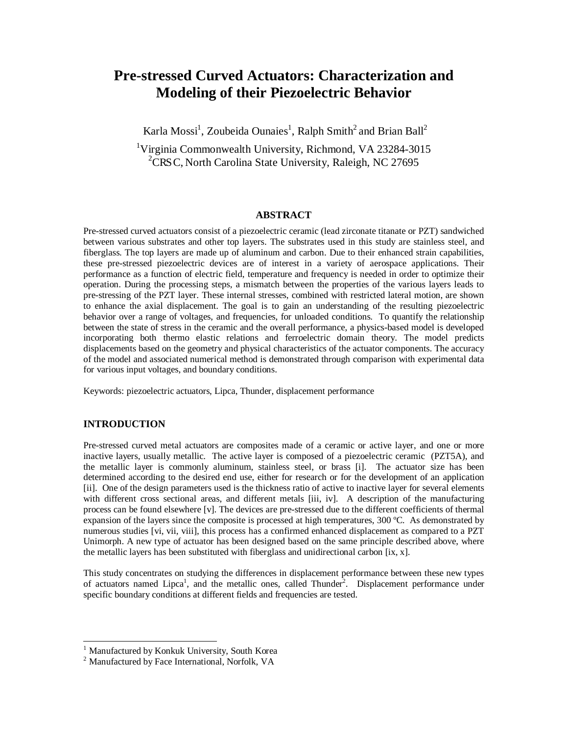# Pre-stressed Curved Actuators: Characterization and Modeling of their Piezoelectric Behavior

Karla Mossi[1], Zoubeida Ounaies[1], Ralph Smith[2] and Brian Ball[2]

[1]Virginia Commonwealth University, Richmond, VA 23284-3015
[2]CRSC, North Carolina State University, Raleigh, NC 27695

## ABSTRACT

Pre-stressed curved actuators consist of a piezoelectric ceramic (lead zirconate titanate or PZT) sandwiched between various substrates and other top layers. The substrates used in this study are stainless steel, and fiberglass. The top layers are made up of aluminum and carbon. Due to their enhanced strain capabilities, these pre-stressed piezoelectric devices are of interest in a variety of aerospace applications. Their performance as a function of electric field, temperature and frequency is needed in order to optimize their operation. During the processing steps, a mismatch between the properties of the various layers leads to pre-stressing of the PZT layer. These internal stresses, combined with restricted lateral motion, are shown to enhance the axial displacement. The goal is to gain an understanding of the resulting piezoelectric behavior over a range of voltages, and frequencies, for unloaded conditions. To quantify the relationship between the state of stress in the ceramic and the overall performance, a physics-based model is developed incorporating both thermo elastic relations and ferroelectric domain theory. The model predicts displacements based on the geometry and physical characteristics of the actuator components. The accuracy of the model and associated numerical method is demonstrated through comparison with experimental data for various input voltages, and boundary conditions.

Keywords: piezoelectric actuators, Lipca, Thunder, displacement performance

## INTRODUCTION

Pre-stressed curved metal actuators are composites made of a ceramic or active layer, and one or more inactive layers, usually metallic. The active layer is composed of a piezoelectric ceramic (PZT5A), and the metallic layer is commonly aluminum, stainless steel, or brass [i]. The actuator size has been determined according to the desired end use, either for research or for the development of an application [ii]. One of the design parameters used is the thickness ratio of active to inactive layer for several elements with different cross sectional areas, and different metals [iii, iv]. A description of the manufacturing process can be found elsewhere [v]. The devices are pre-stressed due to the different coefficients of thermal expansion of the layers since the composite is processed at high temperatures, 300 ºC. As demonstrated by numerous studies [vi, vii, viii], this process has a confirmed enhanced displacement as compared to a PZT Unimorph. A new type of actuator has been designed based on the same principle described above, where the metallic layers has been substituted with fiberglass and unidirectional carbon [ix, x].

This study concentrates on studying the differences in displacement performance between these new types of actuators named Lipca[1], and the metallic ones, called Thunder[2]. Displacement performance under specific boundary conditions at different fields and frequencies are tested.

---

[1] Manufactured by Konkuk University, South Korea
[2] Manufactured by Face International, Norfolk, VA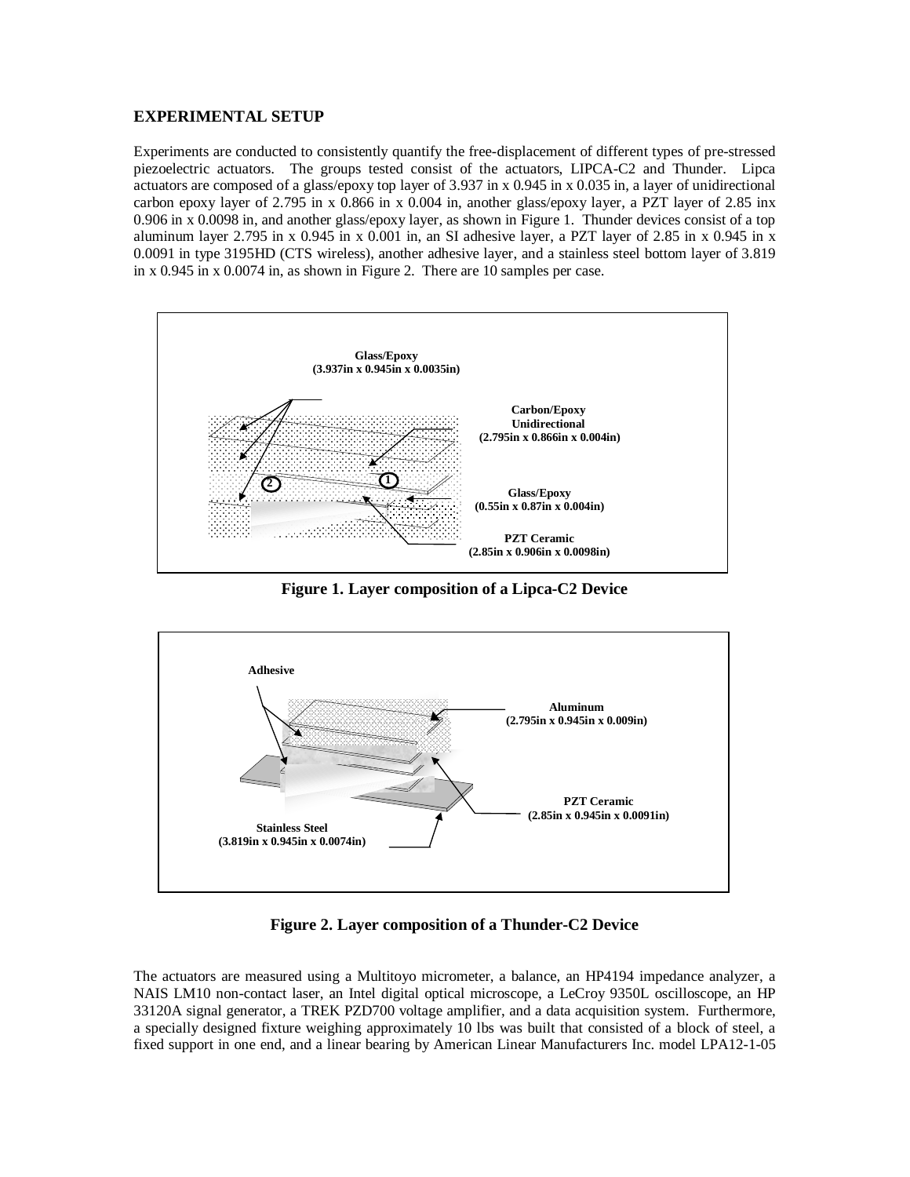## EXPERIMENTAL SETUP

Experiments are conducted to consistently quantify the free-displacement of different types of pre-stressed piezoelectric actuators. The groups tested consist of the actuators, LIPCA-C2 and Thunder. Lipca actuators are composed of a glass/epoxy top layer of 3.937 in x 0.945 in x 0.035 in, a layer of unidirectional carbon epoxy layer of 2.795 in x 0.866 in x 0.004 in, another glass/epoxy layer, a PZT layer of 2.85 inx 0.906 in x 0.0098 in, and another glass/epoxy layer, as shown in Figure 1. Thunder devices consist of a top aluminum layer 2.795 in x 0.945 in x 0.001 in, an SI adhesive layer, a PZT layer of 2.85 in x 0.945 in x 0.0091 in type 3195HD (CTS wireless), another adhesive layer, and a stainless steel bottom layer of 3.819 in x 0.945 in x 0.0074 in, as shown in Figure 2. There are 10 samples per case.

**Figure 1. Layer composition of a Lipca-C2 Device**

**Figure 2. Layer composition of a Thunder-C2 Device**

The actuators are measured using a Multitoyo micrometer, a balance, an HP4194 impedance analyzer, a NAIS LM10 non-contact laser, an Intel digital optical microscope, a LeCroy 9350L oscilloscope, an HP 33120A signal generator, a TREK PZD700 voltage amplifier, and a data acquisition system. Furthermore, a specially designed fixture weighing approximately 10 lbs was built that consisted of a block of steel, a fixed support in one end, and a linear bearing by American Linear Manufacturers Inc. model LPA12-1-05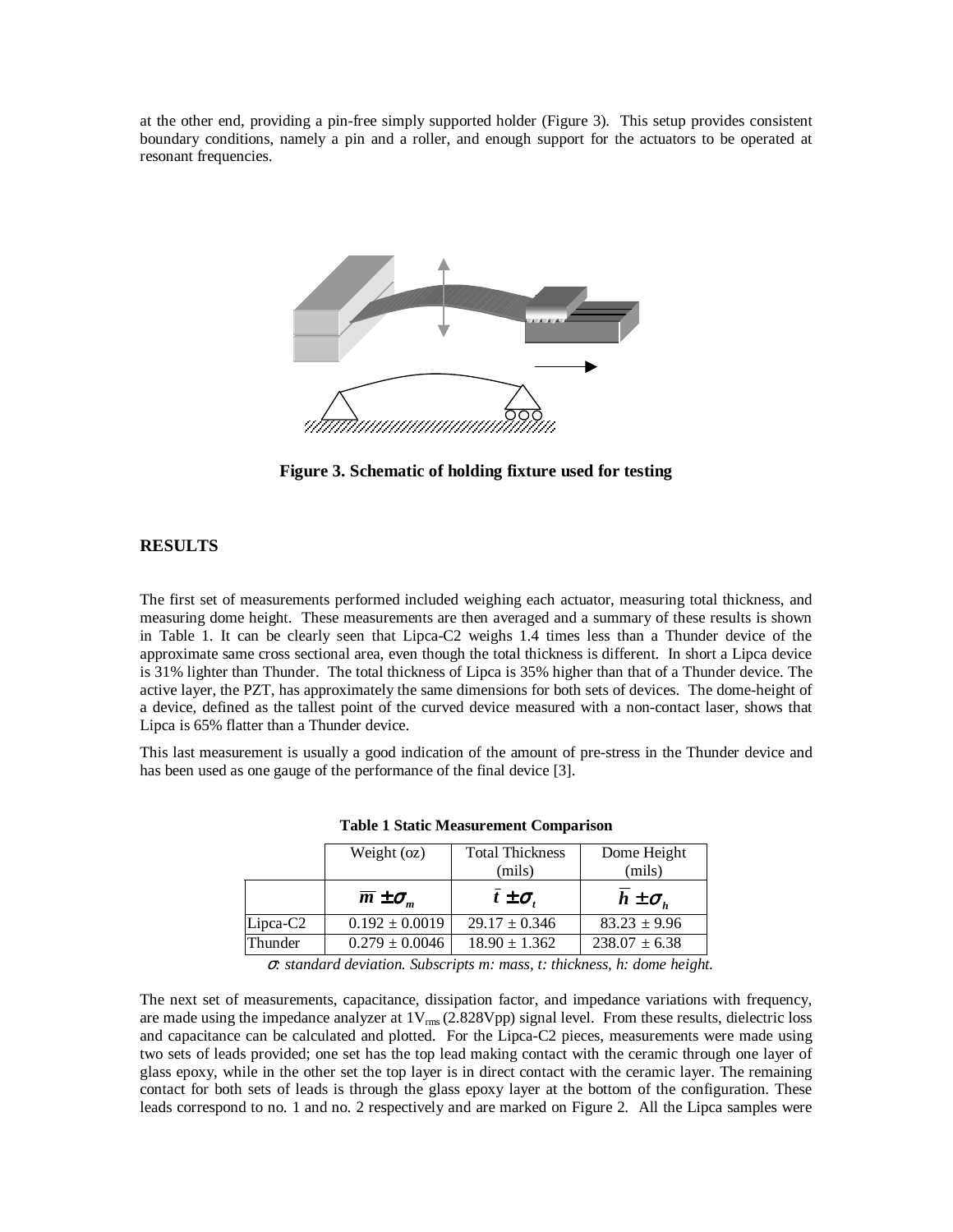at the other end, providing a pin-free simply supported holder (Figure 3). This setup provides consistent boundary conditions, namely a pin and a roller, and enough support for the actuators to be operated at resonant frequencies.

**Figure 3. Schematic of holding fixture used for testing**

## RESULTS

The first set of measurements performed included weighing each actuator, measuring total thickness, and measuring dome height. These measurements are then averaged and a summary of these results is shown in Table 1. It can be clearly seen that Lipca-C2 weighs 1.4 times less than a Thunder device of the approximate same cross sectional area, even though the total thickness is different. In short a Lipca device is 31% lighter than Thunder. The total thickness of Lipca is 35% higher than that of a Thunder device. The active layer, the PZT, has approximately the same dimensions for both sets of devices. The dome-height of a device, defined as the tallest point of the curved device measured with a non-contact laser, shows that Lipca is 65% flatter than a Thunder device.

This last measurement is usually a good indication of the amount of pre-stress in the Thunder device and has been used as one gauge of the performance of the final device [3].

**Table 1 Static Measurement Comparison**

| | Weight (oz) | Total Thickness (mils) | Dome Height (mils) |
|---|---|---|---|
| | $\overline{m} \pm \sigma_m$ | $\bar{t} \pm \sigma_t$ | $\bar{h} \pm \sigma_h$ |
| Lipca-C2 | 0.192 ± 0.0019 | 29.17 ± 0.346 | 83.23 ± 9.96 |
| Thunder | 0.279 ± 0.0046 | 18.90 ± 1.362 | 238.07 ± 6.38 |

*$\sigma$: standard deviation. Subscripts m: mass, t: thickness, h: dome height.*

The next set of measurements, capacitance, dissipation factor, and impedance variations with frequency, are made using the impedance analyzer at $1V_{rms}$ (2.828Vpp) signal level. From these results, dielectric loss and capacitance can be calculated and plotted. For the Lipca-C2 pieces, measurements were made using two sets of leads provided; one set has the top lead making contact with the ceramic through one layer of glass epoxy, while in the other set the top layer is in direct contact with the ceramic layer. The remaining contact for both sets of leads is through the glass epoxy layer at the bottom of the configuration. These leads correspond to no. 1 and no. 2 respectively and are marked on Figure 2. All the Lipca samples were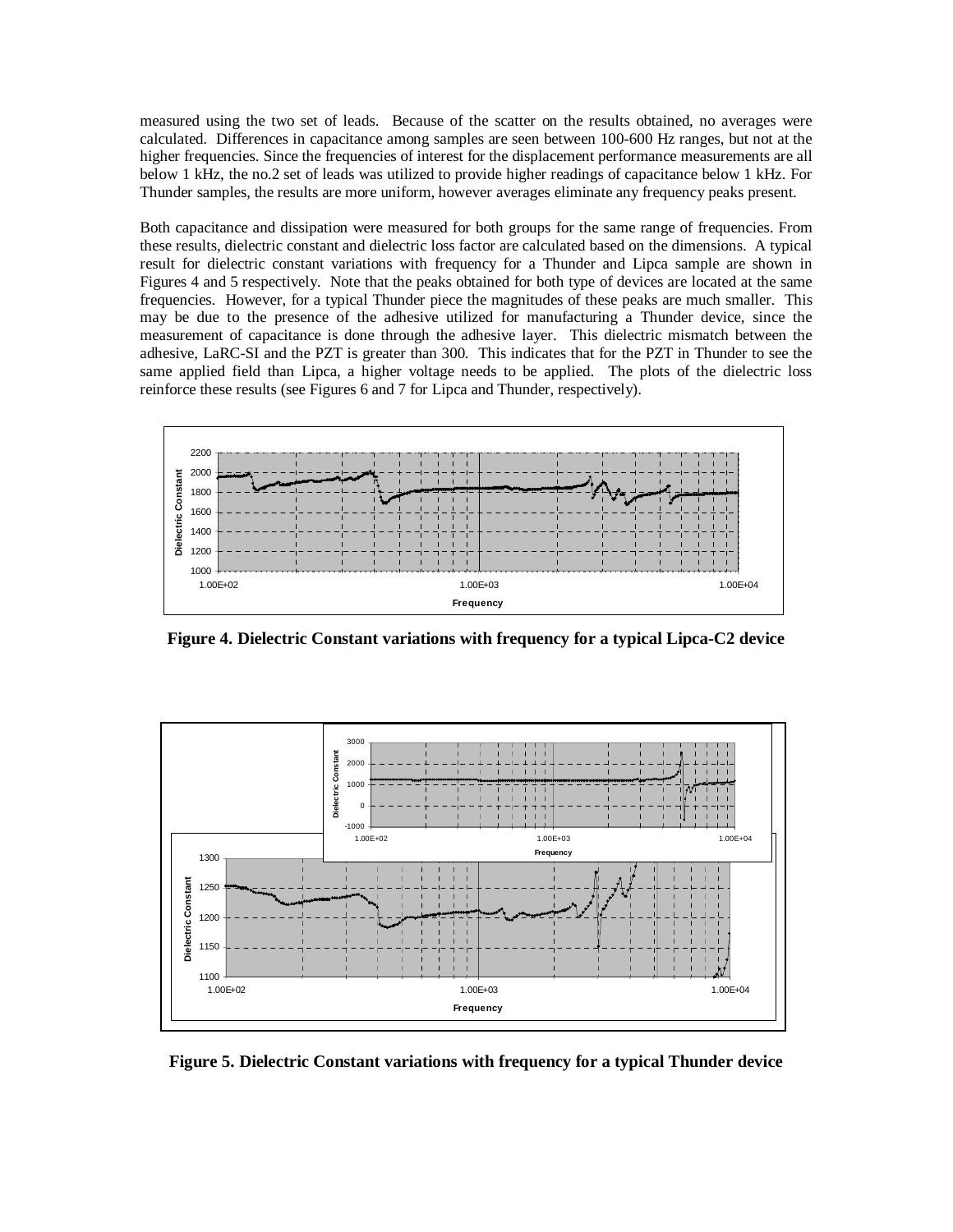measured using the two set of leads. Because of the scatter on the results obtained, no averages were calculated. Differences in capacitance among samples are seen between 100-600 Hz ranges, but not at the higher frequencies. Since the frequencies of interest for the displacement performance measurements are all below 1 kHz, the no.2 set of leads was utilized to provide higher readings of capacitance below 1 kHz. For Thunder samples, the results are more uniform, however averages eliminate any frequency peaks present.

Both capacitance and dissipation were measured for both groups for the same range of frequencies. From these results, dielectric constant and dielectric loss factor are calculated based on the dimensions. A typical result for dielectric constant variations with frequency for a Thunder and Lipca sample are shown in Figures 4 and 5 respectively. Note that the peaks obtained for both type of devices are located at the same frequencies. However, for a typical Thunder piece the magnitudes of these peaks are much smaller. This may be due to the presence of the adhesive utilized for manufacturing a Thunder device, since the measurement of capacitance is done through the adhesive layer. This dielectric mismatch between the adhesive, LaRC-SI and the PZT is greater than 300. This indicates that for the PZT in Thunder to see the same applied field than Lipca, a higher voltage needs to be applied. The plots of the dielectric loss reinforce these results (see Figures 6 and 7 for Lipca and Thunder, respectively).

**Figure 4. Dielectric Constant variations with frequency for a typical Lipca-C2 device**

**Figure 5. Dielectric Constant variations with frequency for a typical Thunder device**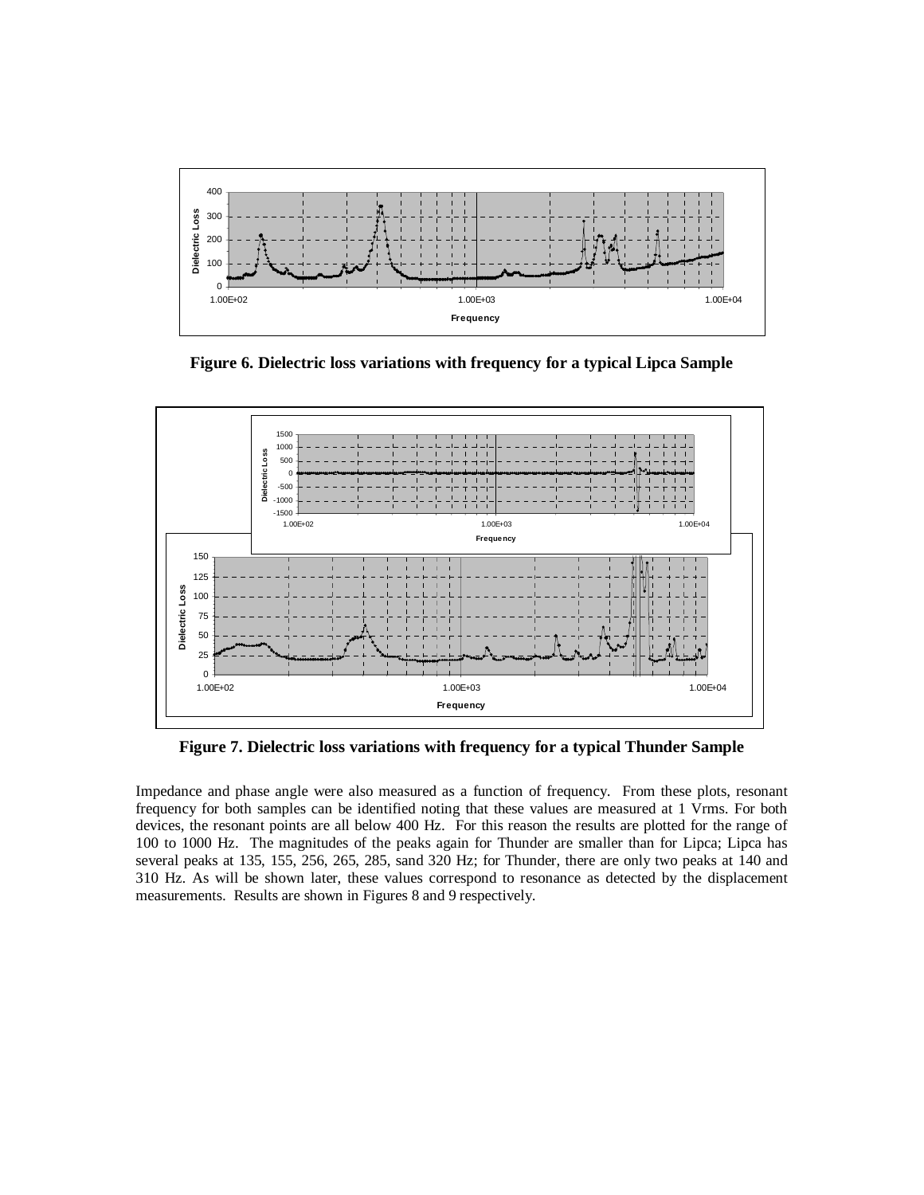**Figure 6. Dielectric loss variations with frequency for a typical Lipca Sample**

**Figure 7. Dielectric loss variations with frequency for a typical Thunder Sample**

Impedance and phase angle were also measured as a function of frequency. From these plots, resonant frequency for both samples can be identified noting that these values are measured at 1 Vrms. For both devices, the resonant points are all below 400 Hz. For this reason the results are plotted for the range of 100 to 1000 Hz. The magnitudes of the peaks again for Thunder are smaller than for Lipca; Lipca has several peaks at 135, 155, 256, 265, 285, sand 320 Hz; for Thunder, there are only two peaks at 140 and 310 Hz. As will be shown later, these values correspond to resonance as detected by the displacement measurements. Results are shown in Figures 8 and 9 respectively.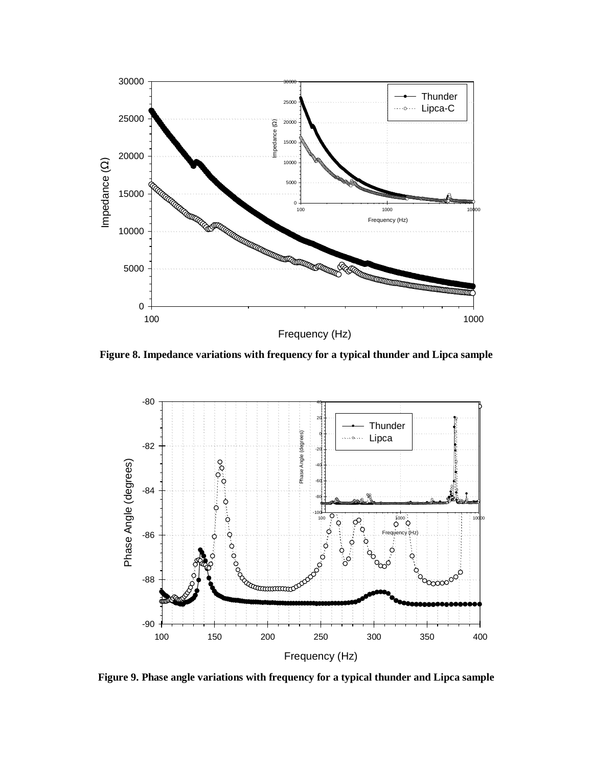Figure 8. Impedance variations with frequency for a typical thunder and Lipca sample

Figure 9. Phase angle variations with frequency for a typical thunder and Lipca sample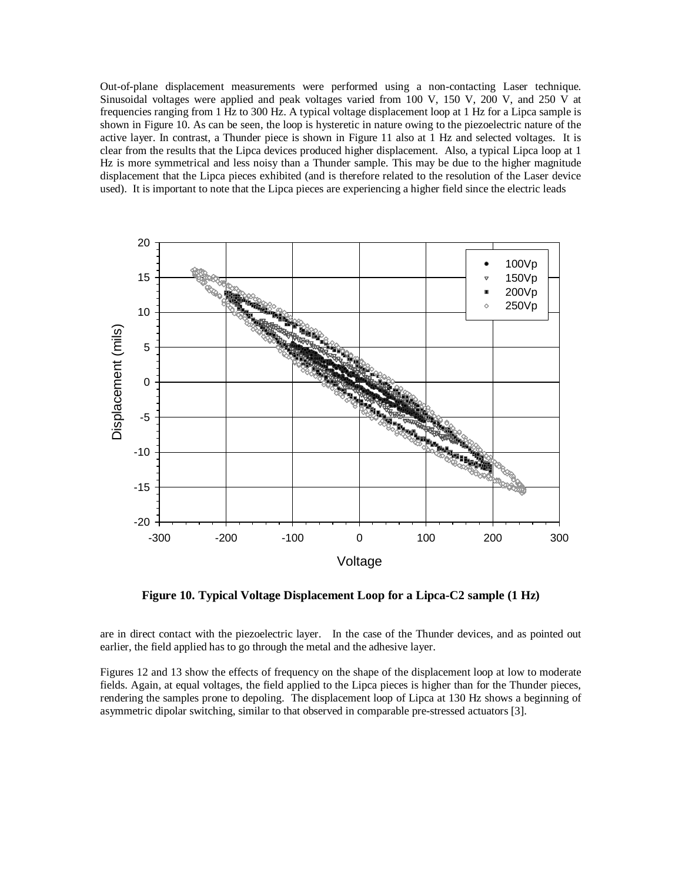Out-of-plane displacement measurements were performed using a non-contacting Laser technique. Sinusoidal voltages were applied and peak voltages varied from 100 V, 150 V, 200 V, and 250 V at frequencies ranging from 1 Hz to 300 Hz. A typical voltage displacement loop at 1 Hz for a Lipca sample is shown in Figure 10. As can be seen, the loop is hysteretic in nature owing to the piezoelectric nature of the active layer. In contrast, a Thunder piece is shown in Figure 11 also at 1 Hz and selected voltages. It is clear from the results that the Lipca devices produced higher displacement. Also, a typical Lipca loop at 1 Hz is more symmetrical and less noisy than a Thunder sample. This may be due to the higher magnitude displacement that the Lipca pieces exhibited (and is therefore related to the resolution of the Laser device used). It is important to note that the Lipca pieces are experiencing a higher field since the electric leads

**Figure 10. Typical Voltage Displacement Loop for a Lipca-C2 sample (1 Hz)**

are in direct contact with the piezoelectric layer. In the case of the Thunder devices, and as pointed out earlier, the field applied has to go through the metal and the adhesive layer.

Figures 12 and 13 show the effects of frequency on the shape of the displacement loop at low to moderate fields. Again, at equal voltages, the field applied to the Lipca pieces is higher than for the Thunder pieces, rendering the samples prone to depoling. The displacement loop of Lipca at 130 Hz shows a beginning of asymmetric dipolar switching, similar to that observed in comparable pre-stressed actuators [3].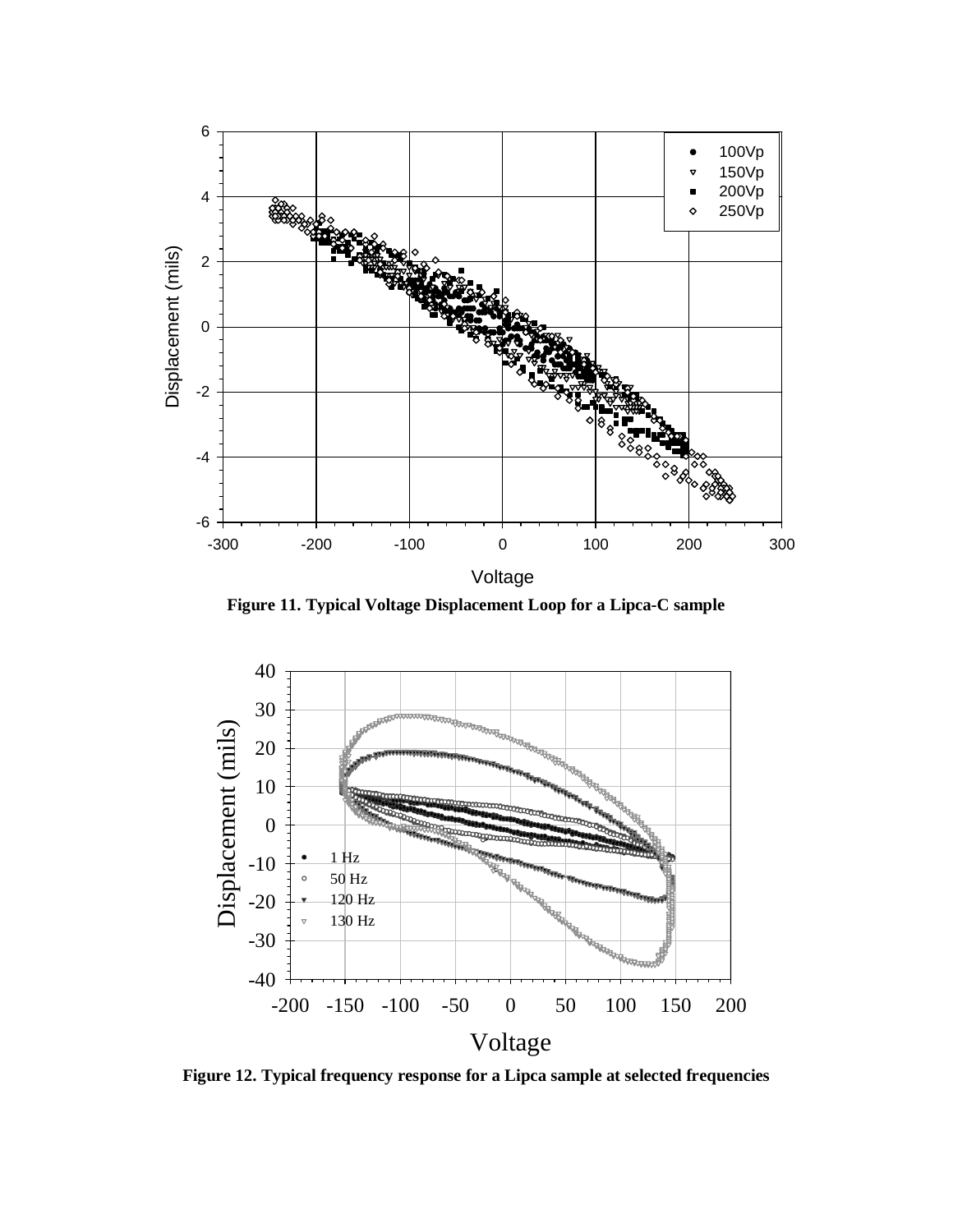**Figure 11. Typical Voltage Displacement Loop for a Lipca-C sample**

**Figure 12. Typical frequency response for a Lipca sample at selected frequencies**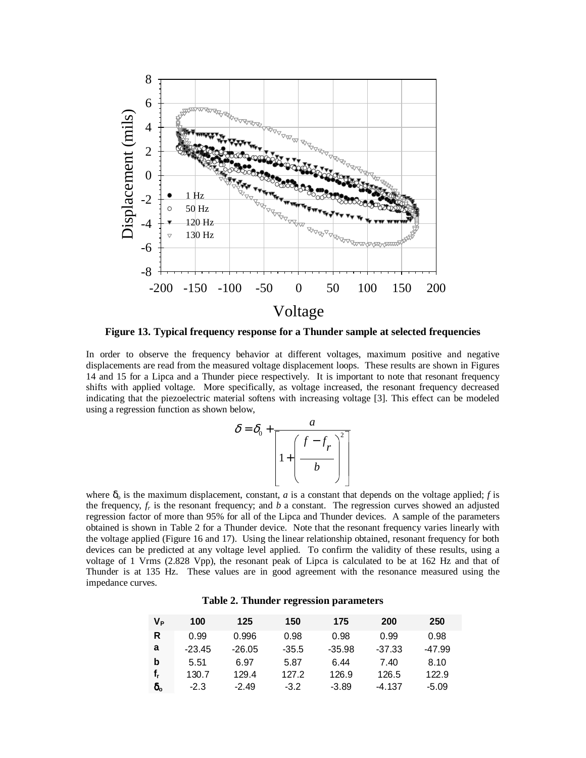Figure 13. Typical frequency response for a Thunder sample at selected frequencies

In order to observe the frequency behavior at different voltages, maximum positive and negative displacements are read from the measured voltage displacement loops. These results are shown in Figures 14 and 15 for a Lipca and a Thunder piece respectively. It is important to note that resonant frequency shifts with applied voltage. More specifically, as voltage increased, the resonant frequency decreased indicating that the piezoelectric material softens with increasing voltage [3]. This effect can be modeled using a regression function as shown below,

$$\delta = \delta_0 + \frac{a}{\left[1 + \left(\frac{f - f_r}{b}\right)^2\right]}$$

where $\delta_o$ is the maximum displacement, constant, $a$ is a constant that depends on the voltage applied; $f$ is the frequency, $f_r$ is the resonant frequency; and $b$ a constant. The regression curves showed an adjusted regression factor of more than 95% for all of the Lipca and Thunder devices. A sample of the parameters obtained is shown in Table 2 for a Thunder device. Note that the resonant frequency varies linearly with the voltage applied (Figure 16 and 17). Using the linear relationship obtained, resonant frequency for both devices can be predicted at any voltage level applied. To confirm the validity of these results, using a voltage of 1 Vrms (2.828 Vpp), the resonant peak of Lipca is calculated to be at 162 Hz and that of Thunder is at 135 Hz. These values are in good agreement with the resonance measured using the impedance curves.

**Table 2. Thunder regression parameters**

| $V_P$ | 100 | 125 | 150 | 175 | 200 | 250 |
|---|---|---|---|---|---|---|
| **R** | 0.99 | 0.996 | 0.98 | 0.98 | 0.99 | 0.98 |
| **a** | -23.45 | -26.05 | -35.5 | -35.98 | -37.33 | -47.99 |
| **b** | 5.51 | 6.97 | 5.87 | 6.44 | 7.40 | 8.10 |
| $f_r$ | 130.7 | 129.4 | 127.2 | 126.9 | 126.5 | 122.9 |
| $\delta_o$ | -2.3 | -2.49 | -3.2 | -3.89 | -4.137 | -5.09 |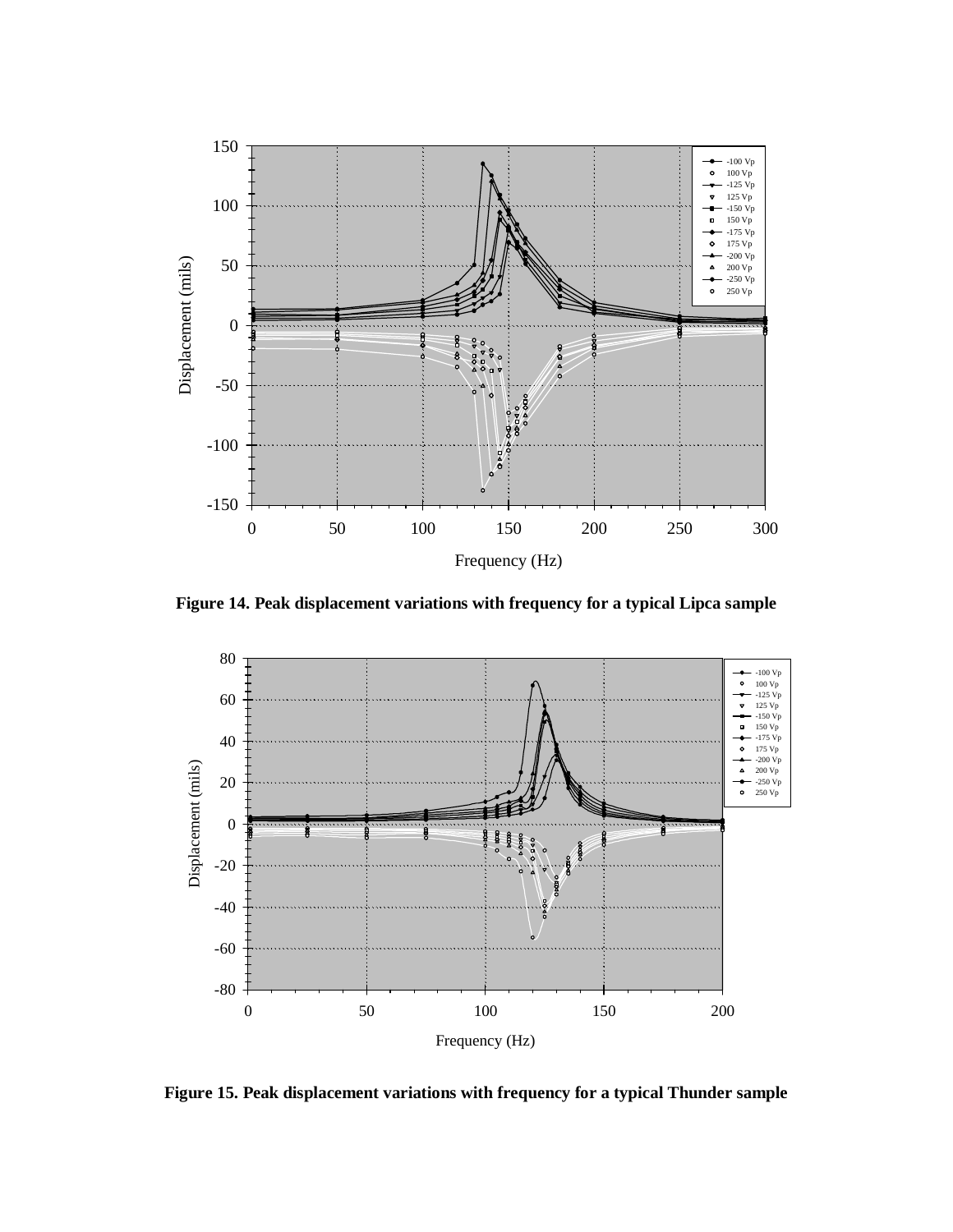**Figure 14. Peak displacement variations with frequency for a typical Lipca sample**

**Figure 15. Peak displacement variations with frequency for a typical Thunder sample**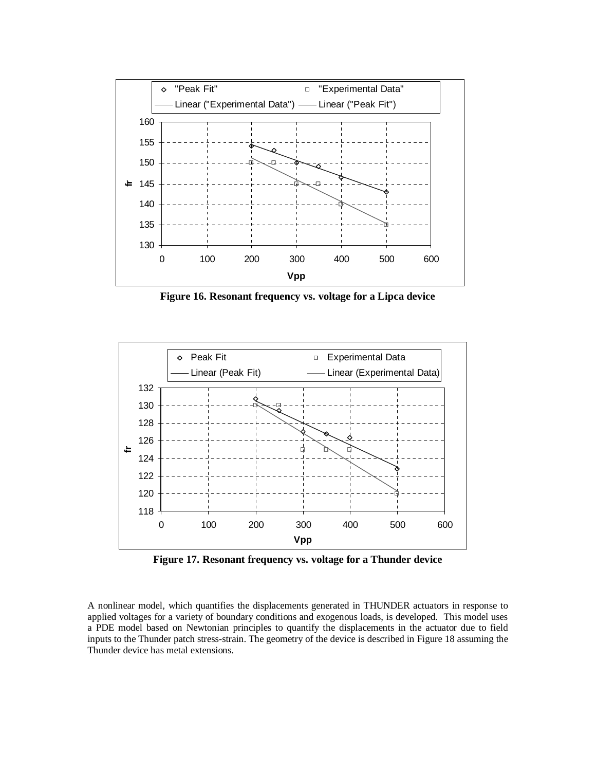**Figure 16. Resonant frequency vs. voltage for a Lipca device**

**Figure 17. Resonant frequency vs. voltage for a Thunder device**

A nonlinear model, which quantifies the displacements generated in THUNDER actuators in response to applied voltages for a variety of boundary conditions and exogenous loads, is developed. This model uses a PDE model based on Newtonian principles to quantify the displacements in the actuator due to field inputs to the Thunder patch stress-strain. The geometry of the device is described in Figure 18 assuming the Thunder device has metal extensions.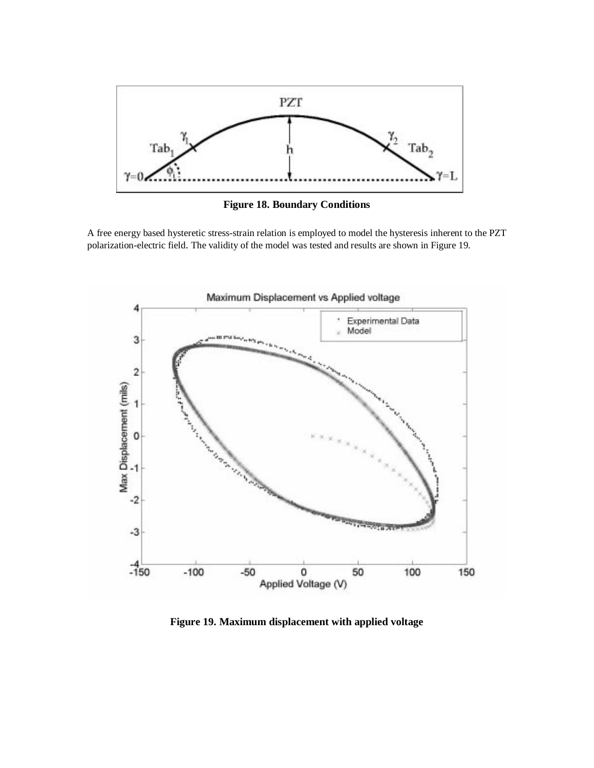**Figure 18. Boundary Conditions**

A free energy based hysteretic stress-strain relation is employed to model the hysteresis inherent to the PZT polarization-electric field. The validity of the model was tested and results are shown in Figure 19.

**Figure 19. Maximum displacement with applied voltage**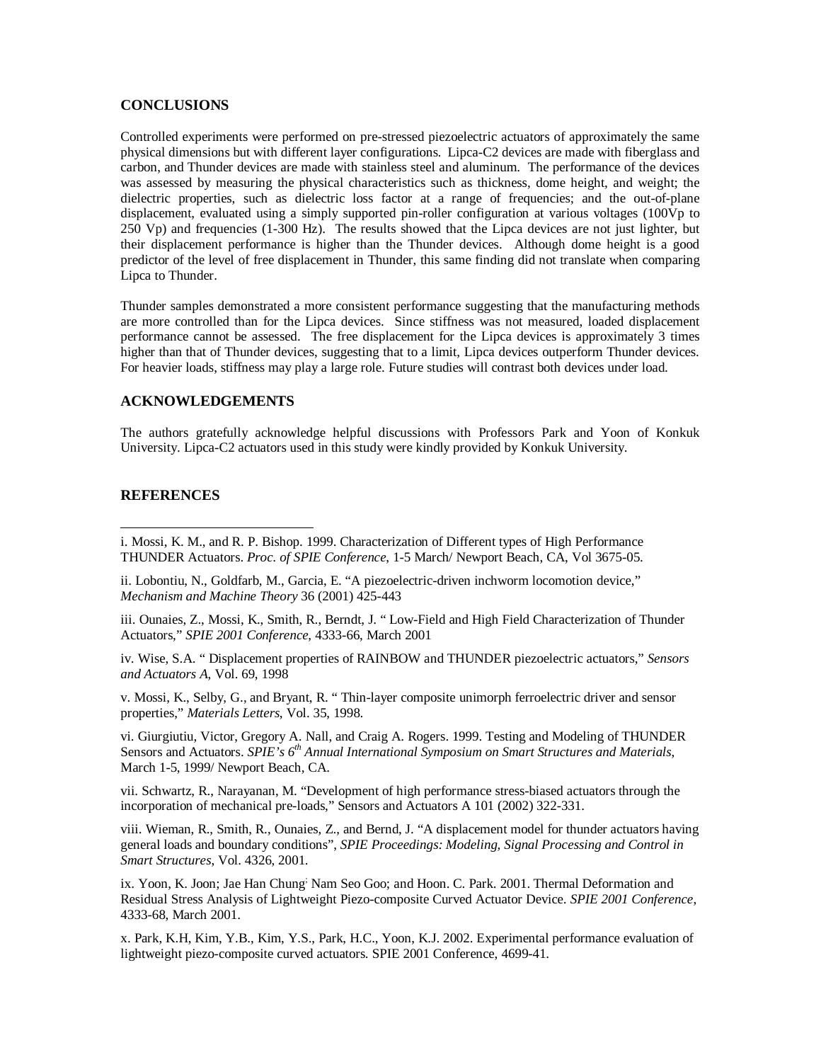## CONCLUSIONS

Controlled experiments were performed on pre-stressed piezoelectric actuators of approximately the same physical dimensions but with different layer configurations. Lipca-C2 devices are made with fiberglass and carbon, and Thunder devices are made with stainless steel and aluminum. The performance of the devices was assessed by measuring the physical characteristics such as thickness, dome height, and weight; the dielectric properties, such as dielectric loss factor at a range of frequencies; and the out-of-plane displacement, evaluated using a simply supported pin-roller configuration at various voltages (100Vp to 250 Vp) and frequencies (1-300 Hz). The results showed that the Lipca devices are not just lighter, but their displacement performance is higher than the Thunder devices. Although dome height is a good predictor of the level of free displacement in Thunder, this same finding did not translate when comparing Lipca to Thunder.

Thunder samples demonstrated a more consistent performance suggesting that the manufacturing methods are more controlled than for the Lipca devices. Since stiffness was not measured, loaded displacement performance cannot be assessed. The free displacement for the Lipca devices is approximately 3 times higher than that of Thunder devices, suggesting that to a limit, Lipca devices outperform Thunder devices. For heavier loads, stiffness may play a large role. Future studies will contrast both devices under load.

## ACKNOWLEDGEMENTS

The authors gratefully acknowledge helpful discussions with Professors Park and Yoon of Konkuk University. Lipca-C2 actuators used in this study were kindly provided by Konkuk University.

## REFERENCES

i. Mossi, K. M., and R. P. Bishop. 1999. Characterization of Different types of High Performance THUNDER Actuators. *Proc. of SPIE Conference*, 1-5 March/ Newport Beach, CA, Vol 3675-05.

ii. Lobontiu, N., Goldfarb, M., Garcia, E. "A piezoelectric-driven inchworm locomotion device," *Mechanism and Machine Theory* 36 (2001) 425-443

iii. Ounaies, Z., Mossi, K., Smith, R., Berndt, J. " Low-Field and High Field Characterization of Thunder Actuators," *SPIE 2001 Conference*, 4333-66, March 2001

iv. Wise, S.A. " Displacement properties of RAINBOW and THUNDER piezoelectric actuators," *Sensors and Actuators A*, Vol. 69, 1998

v. Mossi, K., Selby, G., and Bryant, R. " Thin-layer composite unimorph ferroelectric driver and sensor properties," *Materials Letters*, Vol. 35, 1998.

vi. Giurgiutiu, Victor, Gregory A. Nall, and Craig A. Rogers. 1999. Testing and Modeling of THUNDER Sensors and Actuators. *SPIE's 6th Annual International Symposium on Smart Structures and Materials*, March 1-5, 1999/ Newport Beach, CA.

vii. Schwartz, R., Narayanan, M. "Development of high performance stress-biased actuators through the incorporation of mechanical pre-loads," Sensors and Actuators A 101 (2002) 322-331.

viii. Wieman, R., Smith, R., Ounaies, Z., and Bernd, J. "A displacement model for thunder actuators having general loads and boundary conditions", *SPIE Proceedings: Modeling, Signal Processing and Control in Smart Structures*, Vol. 4326, 2001.

ix. Yoon, K. Joon; Jae Han Chung; Nam Seo Goo; and Hoon. C. Park. 2001. Thermal Deformation and Residual Stress Analysis of Lightweight Piezo-composite Curved Actuator Device. *SPIE 2001 Conference*, 4333-68, March 2001.

x. Park, K.H, Kim, Y.B., Kim, Y.S., Park, H.C., Yoon, K.J. 2002. Experimental performance evaluation of lightweight piezo-composite curved actuators. SPIE 2001 Conference, 4699-41.